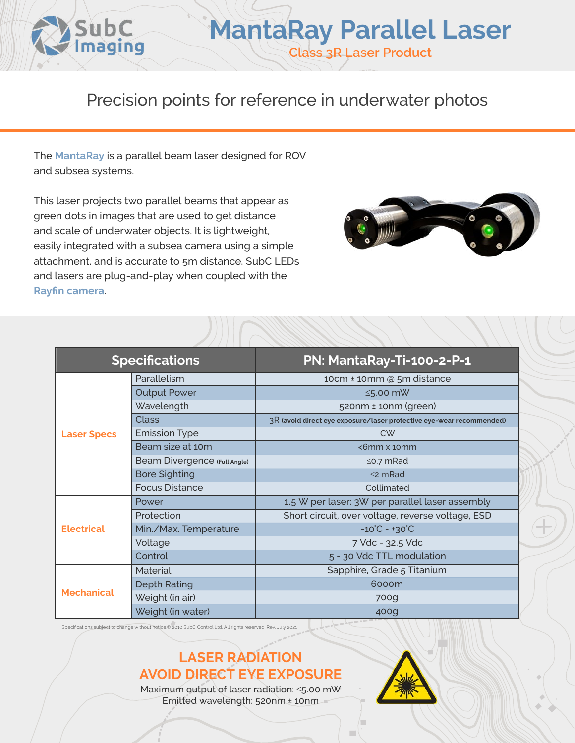SubC Imaging

# MantaRay Parallel Laser

Class 3R Laser Product

## Precision points for reference in underwater photos

The **MantaRay** is a parallel beam laser designed for ROV and subsea systems.

This laser projects two parallel beams that appear as green dots in images that are used to get distance and scale of underwater objects. It is lightweight, easily integrated with a subsea camera using a simple attachment, and is accurate to 5m distance. SubC LEDs and lasers are plug-and-play when coupled with the **Rayfin camera**.

| Specifications | | PN: MantaRay-Ti-100-2-P-1 |
|---|---|---|
| Laser Specs | Parallelism | 10cm ± 10mm @ 5m distance |
| | Output Power | ≤5.00 mW |
| | Wavelength | 520nm ± 10nm (green) |
| | Class | 3R (avoid direct eye exposure/laser protective eye-wear recommended) |
| | Emission Type | CW |
| | Beam size at 10m | <6mm x 10mm |
| | Beam Divergence (Full Angle) | ≤0.7 mRad |
| | Bore Sighting | ≤2 mRad |
| | Focus Distance | Collimated |
| Electrical | Power | 1.5 W per laser; 3W per parallel laser assembly |
| | Protection | Short circuit, over voltage, reverse voltage, ESD |
| | Min./Max. Temperature | -10˚C - +30˚C |
| | Voltage | 7 Vdc - 32.5 Vdc |
| | Control | 5 - 30 Vdc TTL modulation |
| Mechanical | Material | Sapphire, Grade 5 Titanium |
| | Depth Rating | 6000m |
| | Weight (in air) | 700g |
| | Weight (in water) | 400g |

Specifications subject to change without notice © 2010 SubC Control Ltd. All rights reserved. Rev. July 2021

**LASER RADIATION**
**AVOID DIRECT EYE EXPOSURE**

Maximum output of laser radiation: ≤5.00 mW
Emitted wavelength: 520nm ± 10nm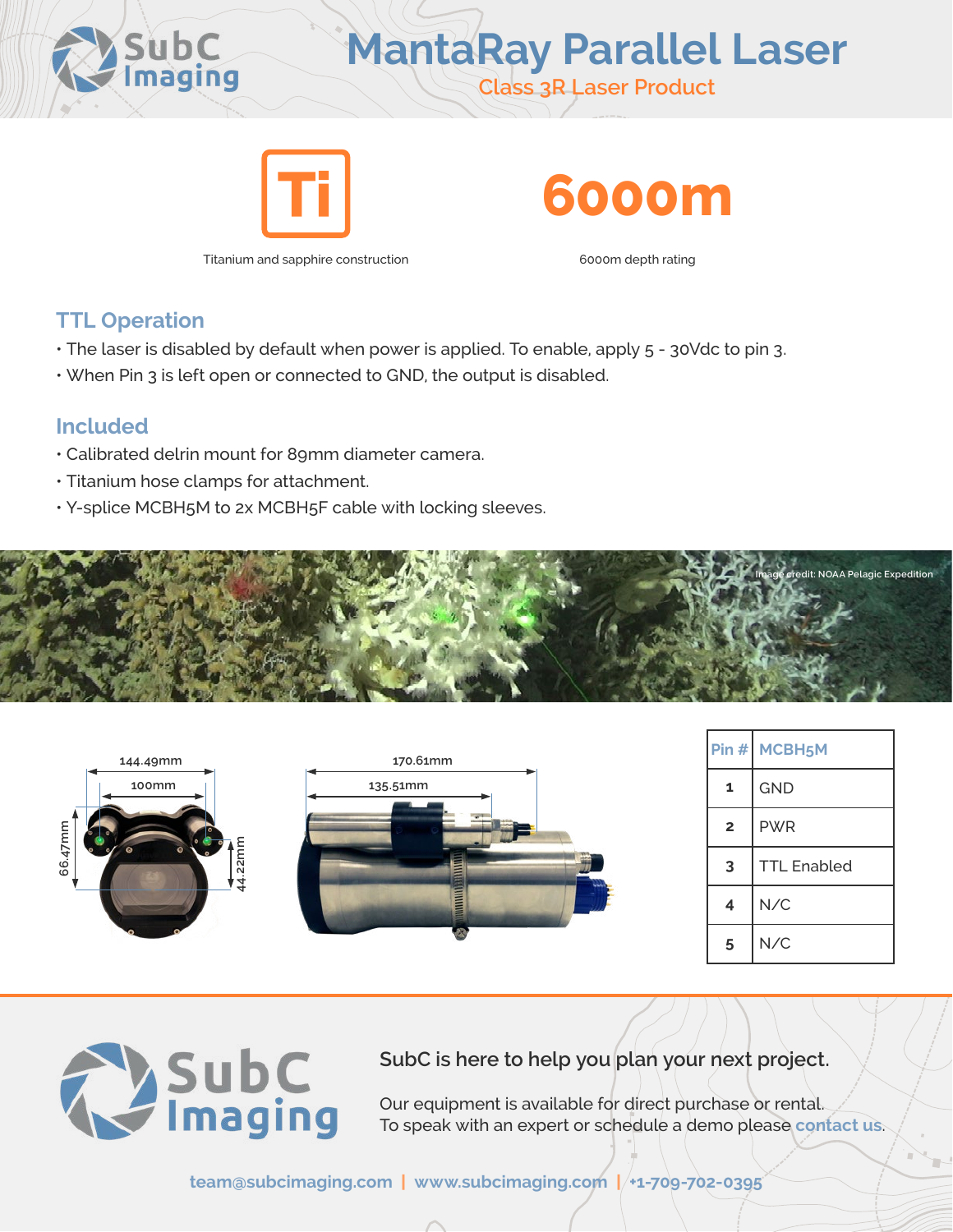# MantaRay Parallel Laser

Class 3R Laser Product

Titanium and sapphire construction

6000m

6000m depth rating

## TTL Operation

- The laser is disabled by default when power is applied. To enable, apply 5 - 30Vdc to pin 3.
- When Pin 3 is left open or connected to GND, the output is disabled.

## Included

- Calibrated delrin mount for 89mm diameter camera.
- Titanium hose clamps for attachment.
- Y-splice MCBH5M to 2x MCBH5F cable with locking sleeves.

Image credit: NOAA Pelagic Expedition

144.49mm
100mm
66.47mm
44.22mm

170.61mm
135.51mm

| Pin # | MCBH5M |
|---|---|
| 1 | GND |
| 2 | PWR |
| 3 | TTL Enabled |
| 4 | N/C |
| 5 | N/C |

SubC is here to help you plan your next project.

Our equipment is available for direct purchase or rental.
To speak with an expert or schedule a demo please contact us.

team@subcimaging.com | www.subcimaging.com | +1-709-702-0395